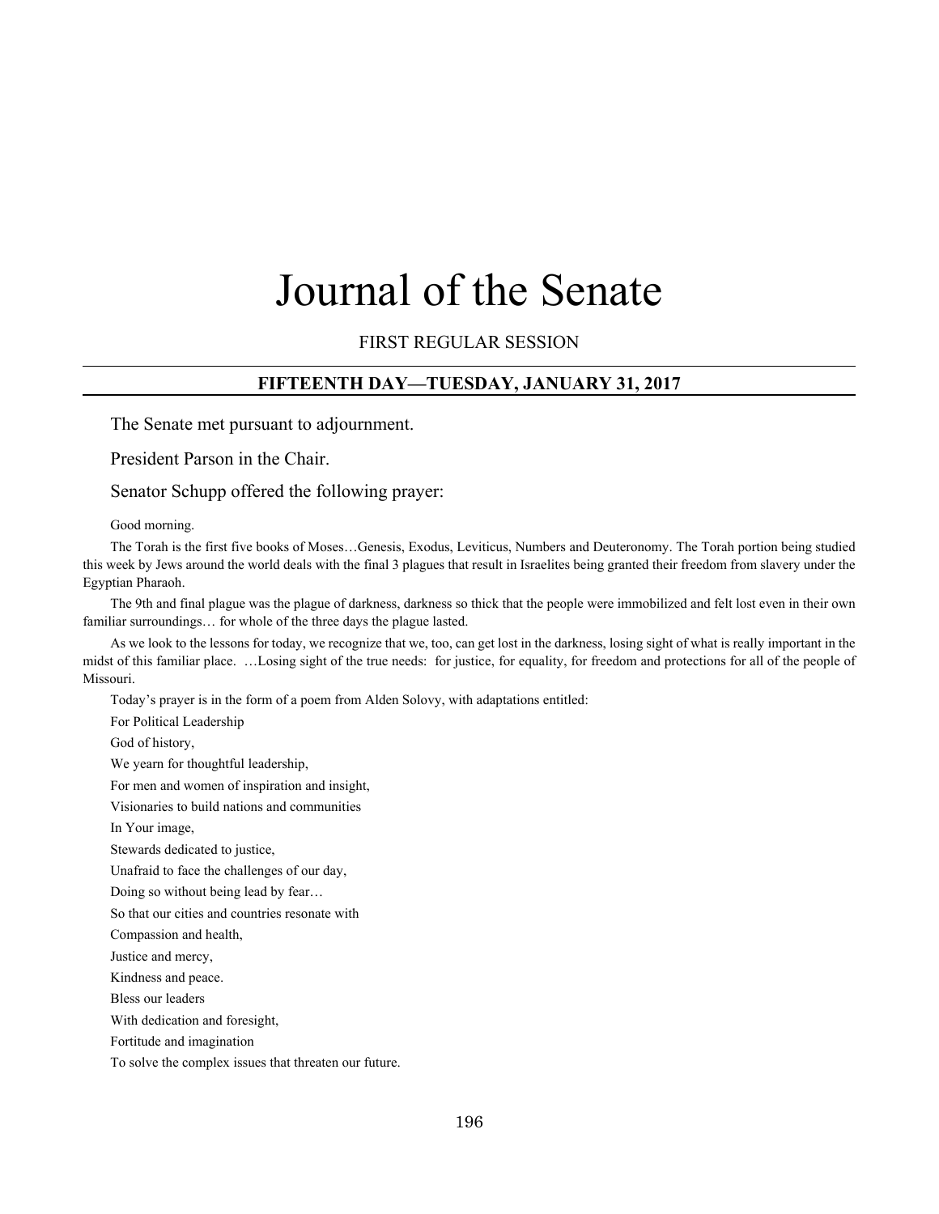# Journal of the Senate

FIRST REGULAR SESSION

---

## FIFTEENTH DAY—TUESDAY, JANUARY 31, 2017

---

The Senate met pursuant to adjournment.

President Parson in the Chair.

Senator Schupp offered the following prayer:

Good morning.

The Torah is the first five books of Moses…Genesis, Exodus, Leviticus, Numbers and Deuteronomy. The Torah portion being studied this week by Jews around the world deals with the final 3 plagues that result in Israelites being granted their freedom from slavery under the Egyptian Pharaoh.

The 9th and final plague was the plague of darkness, darkness so thick that the people were immobilized and felt lost even in their own familiar surroundings… for whole of the three days the plague lasted.

As we look to the lessons for today, we recognize that we, too, can get lost in the darkness, losing sight of what is really important in the midst of this familiar place. …Losing sight of the true needs: for justice, for equality, for freedom and protections for all of the people of Missouri.

Today's prayer is in the form of a poem from Alden Solovy, with adaptations entitled:

For Political Leadership

God of history,

We yearn for thoughtful leadership,

For men and women of inspiration and insight,

Visionaries to build nations and communities

In Your image,

Stewards dedicated to justice,

Unafraid to face the challenges of our day,

Doing so without being lead by fear…

So that our cities and countries resonate with

Compassion and health,

Justice and mercy,

Kindness and peace.

Bless our leaders

With dedication and foresight,

Fortitude and imagination

To solve the complex issues that threaten our future.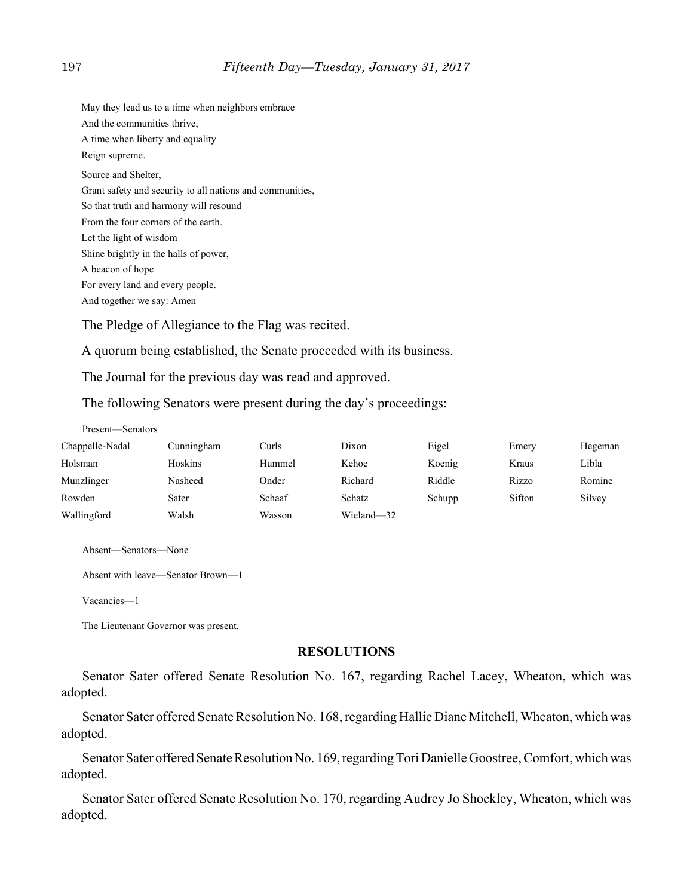May they lead us to a time when neighbors embrace
And the communities thrive,
A time when liberty and equality
Reign supreme.

Source and Shelter,
Grant safety and security to all nations and communities,
So that truth and harmony will resound
From the four corners of the earth.
Let the light of wisdom
Shine brightly in the halls of power,
A beacon of hope
For every land and every people.
And together we say: Amen

The Pledge of Allegiance to the Flag was recited.

A quorum being established, the Senate proceeded with its business.

The Journal for the previous day was read and approved.

The following Senators were present during the day's proceedings:

Present—Senators

| | | | | | | |
|---|---|---|---|---|---|---|
| Chappelle-Nadal | Cunningham | Curls | Dixon | Eigel | Emery | Hegeman |
| Holsman | Hoskins | Hummel | Kehoe | Koenig | Kraus | Libla |
| Munzlinger | Nasheed | Onder | Richard | Riddle | Rizzo | Romine |
| Rowden | Sater | Schaaf | Schatz | Schupp | Sifton | Silvey |
| Wallingford | Walsh | Wasson | Wieland—32 | | | |

Absent—Senators—None

Absent with leave—Senator Brown—1

Vacancies—1

The Lieutenant Governor was present.

## RESOLUTIONS

Senator Sater offered Senate Resolution No. 167, regarding Rachel Lacey, Wheaton, which was adopted.

Senator Sater offered Senate Resolution No. 168, regarding Hallie Diane Mitchell, Wheaton, which was adopted.

Senator Sater offered Senate Resolution No. 169, regarding Tori Danielle Goostree, Comfort, which was adopted.

Senator Sater offered Senate Resolution No. 170, regarding Audrey Jo Shockley, Wheaton, which was adopted.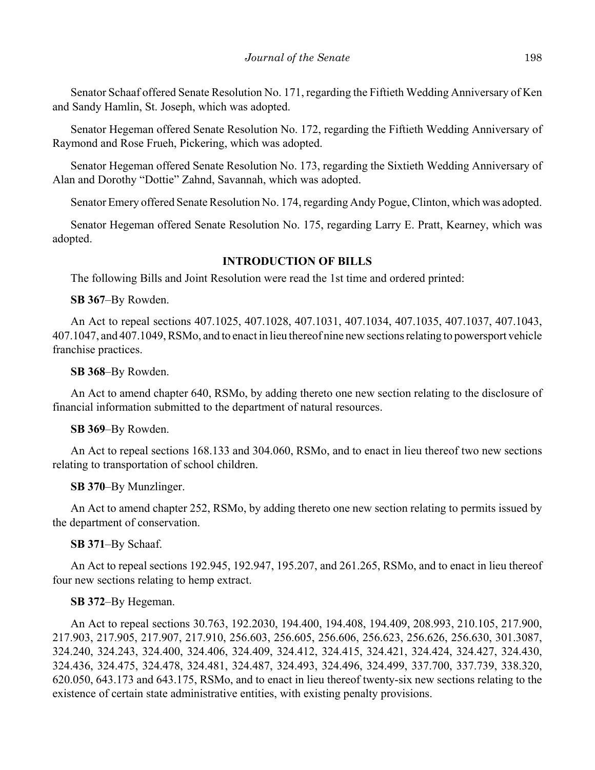Senator Schaaf offered Senate Resolution No. 171, regarding the Fiftieth Wedding Anniversary of Ken and Sandy Hamlin, St. Joseph, which was adopted.

Senator Hegeman offered Senate Resolution No. 172, regarding the Fiftieth Wedding Anniversary of Raymond and Rose Frueh, Pickering, which was adopted.

Senator Hegeman offered Senate Resolution No. 173, regarding the Sixtieth Wedding Anniversary of Alan and Dorothy "Dottie" Zahnd, Savannah, which was adopted.

Senator Emery offered Senate Resolution No. 174, regarding Andy Pogue, Clinton, which was adopted.

Senator Hegeman offered Senate Resolution No. 175, regarding Larry E. Pratt, Kearney, which was adopted.

## INTRODUCTION OF BILLS

The following Bills and Joint Resolution were read the 1st time and ordered printed:

**SB 367**–By Rowden.

An Act to repeal sections 407.1025, 407.1028, 407.1031, 407.1034, 407.1035, 407.1037, 407.1043, 407.1047, and 407.1049, RSMo, and to enact in lieu thereof nine new sections relating to powersport vehicle franchise practices.

**SB 368**–By Rowden.

An Act to amend chapter 640, RSMo, by adding thereto one new section relating to the disclosure of financial information submitted to the department of natural resources.

**SB 369**–By Rowden.

An Act to repeal sections 168.133 and 304.060, RSMo, and to enact in lieu thereof two new sections relating to transportation of school children.

**SB 370**–By Munzlinger.

An Act to amend chapter 252, RSMo, by adding thereto one new section relating to permits issued by the department of conservation.

**SB 371**–By Schaaf.

An Act to repeal sections 192.945, 192.947, 195.207, and 261.265, RSMo, and to enact in lieu thereof four new sections relating to hemp extract.

**SB 372**–By Hegeman.

An Act to repeal sections 30.763, 192.2030, 194.400, 194.408, 194.409, 208.993, 210.105, 217.900, 217.903, 217.905, 217.907, 217.910, 256.603, 256.605, 256.606, 256.623, 256.626, 256.630, 301.3087, 324.240, 324.243, 324.400, 324.406, 324.409, 324.412, 324.415, 324.421, 324.424, 324.427, 324.430, 324.436, 324.475, 324.478, 324.481, 324.487, 324.493, 324.496, 324.499, 337.700, 337.739, 338.320, 620.050, 643.173 and 643.175, RSMo, and to enact in lieu thereof twenty-six new sections relating to the existence of certain state administrative entities, with existing penalty provisions.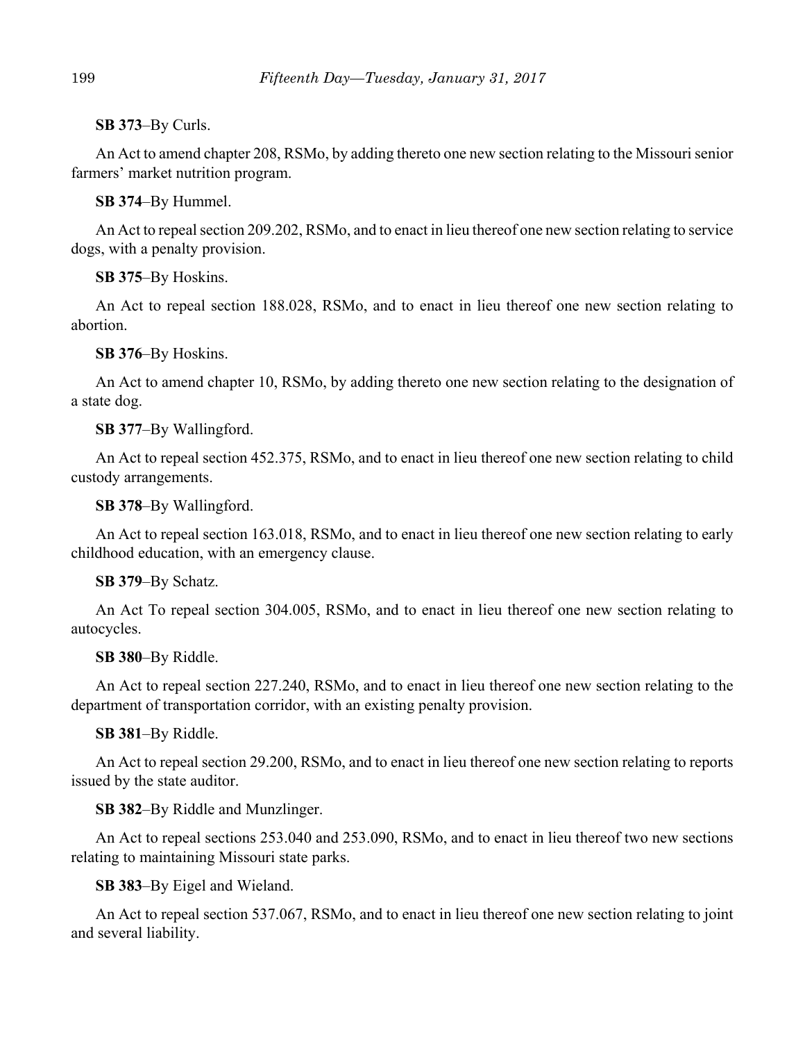**SB 373**–By Curls.

An Act to amend chapter 208, RSMo, by adding thereto one new section relating to the Missouri senior farmers' market nutrition program.

**SB 374**–By Hummel.

An Act to repeal section 209.202, RSMo, and to enact in lieu thereof one new section relating to service dogs, with a penalty provision.

**SB 375**–By Hoskins.

An Act to repeal section 188.028, RSMo, and to enact in lieu thereof one new section relating to abortion.

**SB 376**–By Hoskins.

An Act to amend chapter 10, RSMo, by adding thereto one new section relating to the designation of a state dog.

**SB 377**–By Wallingford.

An Act to repeal section 452.375, RSMo, and to enact in lieu thereof one new section relating to child custody arrangements.

**SB 378**–By Wallingford.

An Act to repeal section 163.018, RSMo, and to enact in lieu thereof one new section relating to early childhood education, with an emergency clause.

**SB 379**–By Schatz.

An Act To repeal section 304.005, RSMo, and to enact in lieu thereof one new section relating to autocycles.

**SB 380**–By Riddle.

An Act to repeal section 227.240, RSMo, and to enact in lieu thereof one new section relating to the department of transportation corridor, with an existing penalty provision.

**SB 381**–By Riddle.

An Act to repeal section 29.200, RSMo, and to enact in lieu thereof one new section relating to reports issued by the state auditor.

**SB 382**–By Riddle and Munzlinger.

An Act to repeal sections 253.040 and 253.090, RSMo, and to enact in lieu thereof two new sections relating to maintaining Missouri state parks.

**SB 383**–By Eigel and Wieland.

An Act to repeal section 537.067, RSMo, and to enact in lieu thereof one new section relating to joint and several liability.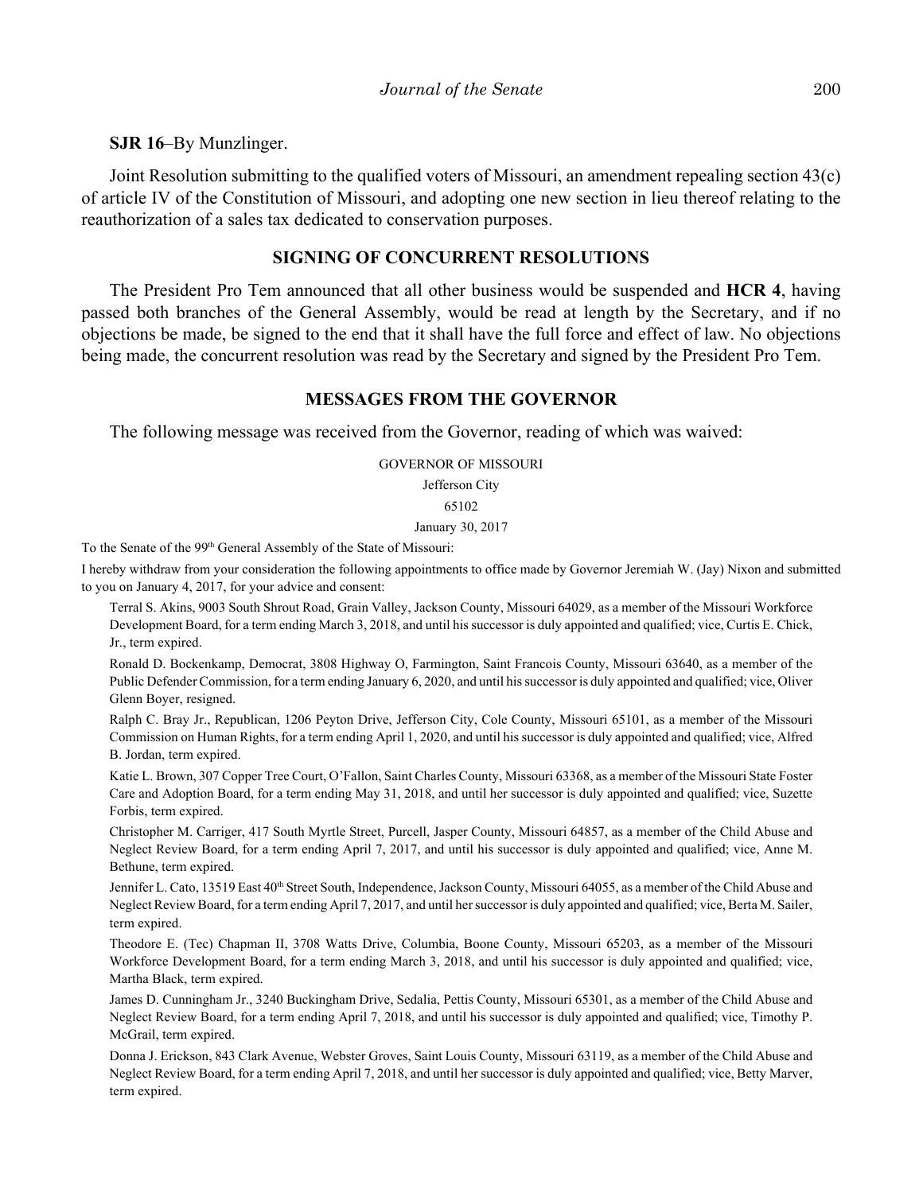**SJR 16**–By Munzlinger.

Joint Resolution submitting to the qualified voters of Missouri, an amendment repealing section 43(c) of article IV of the Constitution of Missouri, and adopting one new section in lieu thereof relating to the reauthorization of a sales tax dedicated to conservation purposes.

## SIGNING OF CONCURRENT RESOLUTIONS

The President Pro Tem announced that all other business would be suspended and **HCR 4**, having passed both branches of the General Assembly, would be read at length by the Secretary, and if no objections be made, be signed to the end that it shall have the full force and effect of law. No objections being made, the concurrent resolution was read by the Secretary and signed by the President Pro Tem.

## MESSAGES FROM THE GOVERNOR

The following message was received from the Governor, reading of which was waived:

GOVERNOR OF MISSOURI

Jefferson City

65102

January 30, 2017

To the Senate of the 99th General Assembly of the State of Missouri:

I hereby withdraw from your consideration the following appointments to office made by Governor Jeremiah W. (Jay) Nixon and submitted to you on January 4, 2017, for your advice and consent:

Terral S. Akins, 9003 South Shrout Road, Grain Valley, Jackson County, Missouri 64029, as a member of the Missouri Workforce Development Board, for a term ending March 3, 2018, and until his successor is duly appointed and qualified; vice, Curtis E. Chick, Jr., term expired.

Ronald D. Bockenkamp, Democrat, 3808 Highway O, Farmington, Saint Francois County, Missouri 63640, as a member of the Public Defender Commission, for a term ending January 6, 2020, and until his successor is duly appointed and qualified; vice, Oliver Glenn Boyer, resigned.

Ralph C. Bray Jr., Republican, 1206 Peyton Drive, Jefferson City, Cole County, Missouri 65101, as a member of the Missouri Commission on Human Rights, for a term ending April 1, 2020, and until his successor is duly appointed and qualified; vice, Alfred B. Jordan, term expired.

Katie L. Brown, 307 Copper Tree Court, O'Fallon, Saint Charles County, Missouri 63368, as a member of the Missouri State Foster Care and Adoption Board, for a term ending May 31, 2018, and until her successor is duly appointed and qualified; vice, Suzette Forbis, term expired.

Christopher M. Carriger, 417 South Myrtle Street, Purcell, Jasper County, Missouri 64857, as a member of the Child Abuse and Neglect Review Board, for a term ending April 7, 2017, and until his successor is duly appointed and qualified; vice, Anne M. Bethune, term expired.

Jennifer L. Cato, 13519 East 40th Street South, Independence, Jackson County, Missouri 64055, as a member of the Child Abuse and Neglect Review Board, for a term ending April 7, 2017, and until her successor is duly appointed and qualified; vice, Berta M. Sailer, term expired.

Theodore E. (Tec) Chapman II, 3708 Watts Drive, Columbia, Boone County, Missouri 65203, as a member of the Missouri Workforce Development Board, for a term ending March 3, 2018, and until his successor is duly appointed and qualified; vice, Martha Black, term expired.

James D. Cunningham Jr., 3240 Buckingham Drive, Sedalia, Pettis County, Missouri 65301, as a member of the Child Abuse and Neglect Review Board, for a term ending April 7, 2018, and until his successor is duly appointed and qualified; vice, Timothy P. McGrail, term expired.

Donna J. Erickson, 843 Clark Avenue, Webster Groves, Saint Louis County, Missouri 63119, as a member of the Child Abuse and Neglect Review Board, for a term ending April 7, 2018, and until her successor is duly appointed and qualified; vice, Betty Marver, term expired.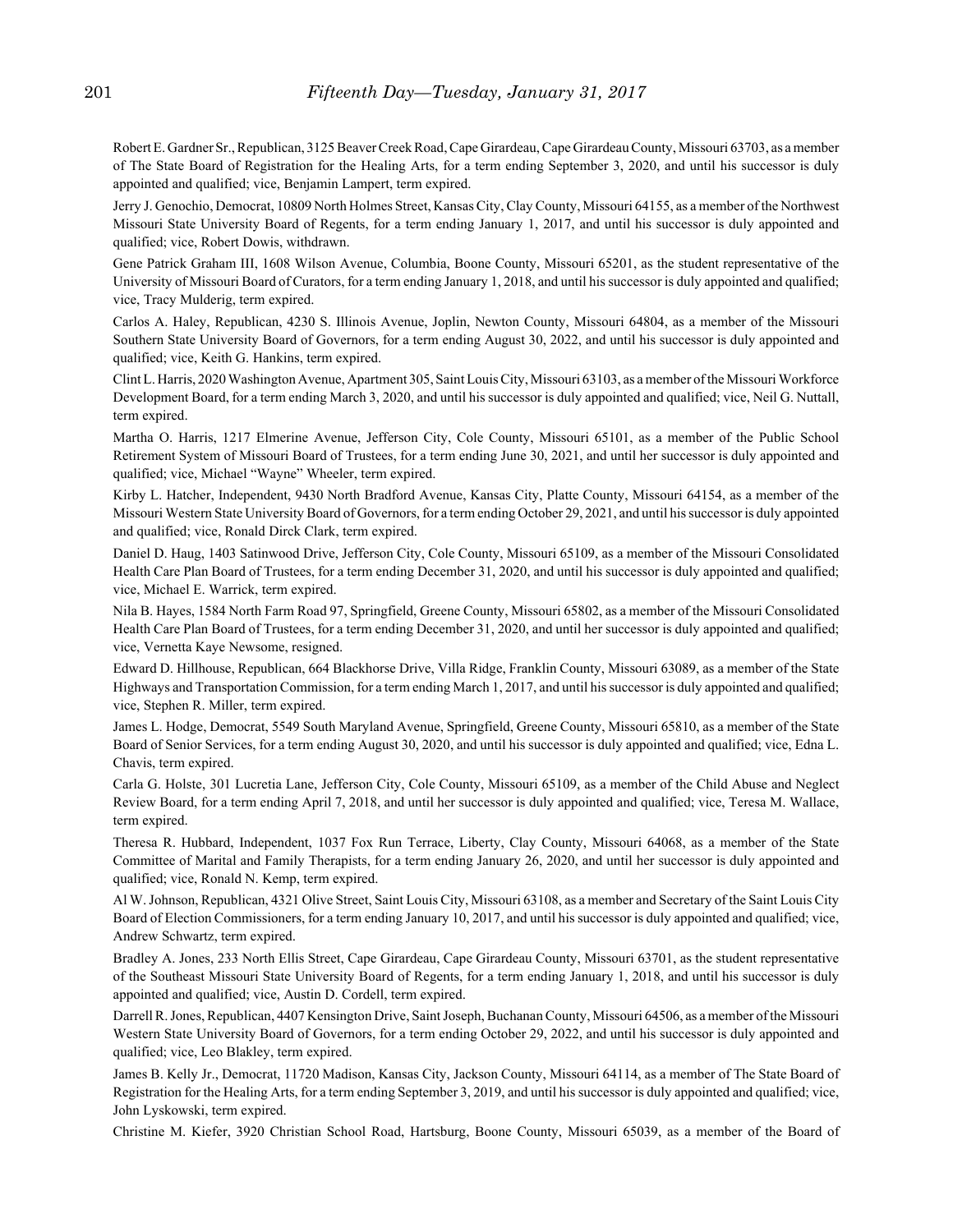Robert E. Gardner Sr., Republican, 3125 Beaver Creek Road, Cape Girardeau, Cape Girardeau County, Missouri 63703, as a member of The State Board of Registration for the Healing Arts, for a term ending September 3, 2020, and until his successor is duly appointed and qualified; vice, Benjamin Lampert, term expired.

Jerry J. Genochio, Democrat, 10809 North Holmes Street, Kansas City, Clay County, Missouri 64155, as a member of the Northwest Missouri State University Board of Regents, for a term ending January 1, 2017, and until his successor is duly appointed and qualified; vice, Robert Dowis, withdrawn.

Gene Patrick Graham III, 1608 Wilson Avenue, Columbia, Boone County, Missouri 65201, as the student representative of the University of Missouri Board of Curators, for a term ending January 1, 2018, and until his successor is duly appointed and qualified; vice, Tracy Mulderig, term expired.

Carlos A. Haley, Republican, 4230 S. Illinois Avenue, Joplin, Newton County, Missouri 64804, as a member of the Missouri Southern State University Board of Governors, for a term ending August 30, 2022, and until his successor is duly appointed and qualified; vice, Keith G. Hankins, term expired.

Clint L. Harris, 2020 Washington Avenue, Apartment 305, Saint Louis City, Missouri 63103, as a member of the Missouri Workforce Development Board, for a term ending March 3, 2020, and until his successor is duly appointed and qualified; vice, Neil G. Nuttall, term expired.

Martha O. Harris, 1217 Elmerine Avenue, Jefferson City, Cole County, Missouri 65101, as a member of the Public School Retirement System of Missouri Board of Trustees, for a term ending June 30, 2021, and until her successor is duly appointed and qualified; vice, Michael "Wayne" Wheeler, term expired.

Kirby L. Hatcher, Independent, 9430 North Bradford Avenue, Kansas City, Platte County, Missouri 64154, as a member of the Missouri Western State University Board of Governors, for a term ending October 29, 2021, and until his successor is duly appointed and qualified; vice, Ronald Dirck Clark, term expired.

Daniel D. Haug, 1403 Satinwood Drive, Jefferson City, Cole County, Missouri 65109, as a member of the Missouri Consolidated Health Care Plan Board of Trustees, for a term ending December 31, 2020, and until his successor is duly appointed and qualified; vice, Michael E. Warrick, term expired.

Nila B. Hayes, 1584 North Farm Road 97, Springfield, Greene County, Missouri 65802, as a member of the Missouri Consolidated Health Care Plan Board of Trustees, for a term ending December 31, 2020, and until her successor is duly appointed and qualified; vice, Vernetta Kaye Newsome, resigned.

Edward D. Hillhouse, Republican, 664 Blackhorse Drive, Villa Ridge, Franklin County, Missouri 63089, as a member of the State Highways and Transportation Commission, for a term ending March 1, 2017, and until his successor is duly appointed and qualified; vice, Stephen R. Miller, term expired.

James L. Hodge, Democrat, 5549 South Maryland Avenue, Springfield, Greene County, Missouri 65810, as a member of the State Board of Senior Services, for a term ending August 30, 2020, and until his successor is duly appointed and qualified; vice, Edna L. Chavis, term expired.

Carla G. Holste, 301 Lucretia Lane, Jefferson City, Cole County, Missouri 65109, as a member of the Child Abuse and Neglect Review Board, for a term ending April 7, 2018, and until her successor is duly appointed and qualified; vice, Teresa M. Wallace, term expired.

Theresa R. Hubbard, Independent, 1037 Fox Run Terrace, Liberty, Clay County, Missouri 64068, as a member of the State Committee of Marital and Family Therapists, for a term ending January 26, 2020, and until her successor is duly appointed and qualified; vice, Ronald N. Kemp, term expired.

Al W. Johnson, Republican, 4321 Olive Street, Saint Louis City, Missouri 63108, as a member and Secretary of the Saint Louis City Board of Election Commissioners, for a term ending January 10, 2017, and until his successor is duly appointed and qualified; vice, Andrew Schwartz, term expired.

Bradley A. Jones, 233 North Ellis Street, Cape Girardeau, Cape Girardeau County, Missouri 63701, as the student representative of the Southeast Missouri State University Board of Regents, for a term ending January 1, 2018, and until his successor is duly appointed and qualified; vice, Austin D. Cordell, term expired.

Darrell R. Jones, Republican, 4407 Kensington Drive, Saint Joseph, Buchanan County, Missouri 64506, as a member of the Missouri Western State University Board of Governors, for a term ending October 29, 2022, and until his successor is duly appointed and qualified; vice, Leo Blakley, term expired.

James B. Kelly Jr., Democrat, 11720 Madison, Kansas City, Jackson County, Missouri 64114, as a member of The State Board of Registration for the Healing Arts, for a term ending September 3, 2019, and until his successor is duly appointed and qualified; vice, John Lyskowski, term expired.

Christine M. Kiefer, 3920 Christian School Road, Hartsburg, Boone County, Missouri 65039, as a member of the Board of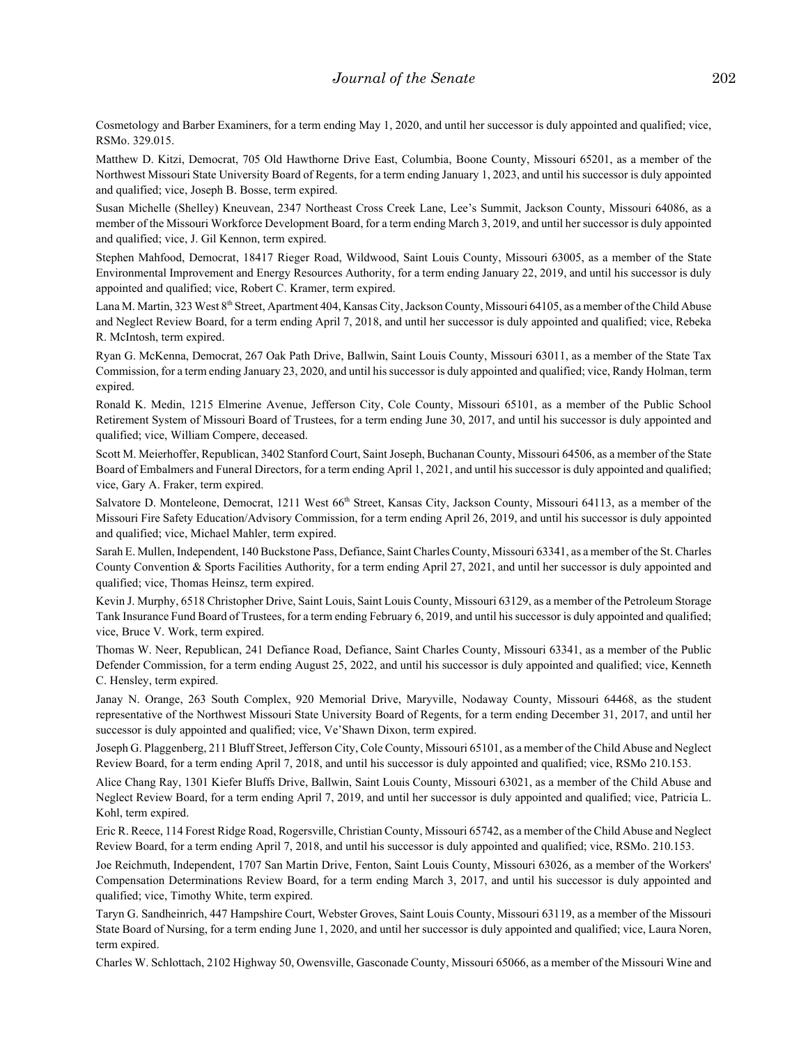Cosmetology and Barber Examiners, for a term ending May 1, 2020, and until her successor is duly appointed and qualified; vice, RSMo. 329.015.

Matthew D. Kitzi, Democrat, 705 Old Hawthorne Drive East, Columbia, Boone County, Missouri 65201, as a member of the Northwest Missouri State University Board of Regents, for a term ending January 1, 2023, and until his successor is duly appointed and qualified; vice, Joseph B. Bosse, term expired.

Susan Michelle (Shelley) Kneuvean, 2347 Northeast Cross Creek Lane, Lee's Summit, Jackson County, Missouri 64086, as a member of the Missouri Workforce Development Board, for a term ending March 3, 2019, and until her successor is duly appointed and qualified; vice, J. Gil Kennon, term expired.

Stephen Mahfood, Democrat, 18417 Rieger Road, Wildwood, Saint Louis County, Missouri 63005, as a member of the State Environmental Improvement and Energy Resources Authority, for a term ending January 22, 2019, and until his successor is duly appointed and qualified; vice, Robert C. Kramer, term expired.

Lana M. Martin, 323 West 8th Street, Apartment 404, Kansas City, Jackson County, Missouri 64105, as a member of the Child Abuse and Neglect Review Board, for a term ending April 7, 2018, and until her successor is duly appointed and qualified; vice, Rebeka R. McIntosh, term expired.

Ryan G. McKenna, Democrat, 267 Oak Path Drive, Ballwin, Saint Louis County, Missouri 63011, as a member of the State Tax Commission, for a term ending January 23, 2020, and until his successor is duly appointed and qualified; vice, Randy Holman, term expired.

Ronald K. Medin, 1215 Elmerine Avenue, Jefferson City, Cole County, Missouri 65101, as a member of the Public School Retirement System of Missouri Board of Trustees, for a term ending June 30, 2017, and until his successor is duly appointed and qualified; vice, William Compere, deceased.

Scott M. Meierhoffer, Republican, 3402 Stanford Court, Saint Joseph, Buchanan County, Missouri 64506, as a member of the State Board of Embalmers and Funeral Directors, for a term ending April 1, 2021, and until his successor is duly appointed and qualified; vice, Gary A. Fraker, term expired.

Salvatore D. Monteleone, Democrat, 1211 West 66th Street, Kansas City, Jackson County, Missouri 64113, as a member of the Missouri Fire Safety Education/Advisory Commission, for a term ending April 26, 2019, and until his successor is duly appointed and qualified; vice, Michael Mahler, term expired.

Sarah E. Mullen, Independent, 140 Buckstone Pass, Defiance, Saint Charles County, Missouri 63341, as a member of the St. Charles County Convention & Sports Facilities Authority, for a term ending April 27, 2021, and until her successor is duly appointed and qualified; vice, Thomas Heinsz, term expired.

Kevin J. Murphy, 6518 Christopher Drive, Saint Louis, Saint Louis County, Missouri 63129, as a member of the Petroleum Storage Tank Insurance Fund Board of Trustees, for a term ending February 6, 2019, and until his successor is duly appointed and qualified; vice, Bruce V. Work, term expired.

Thomas W. Neer, Republican, 241 Defiance Road, Defiance, Saint Charles County, Missouri 63341, as a member of the Public Defender Commission, for a term ending August 25, 2022, and until his successor is duly appointed and qualified; vice, Kenneth C. Hensley, term expired.

Janay N. Orange, 263 South Complex, 920 Memorial Drive, Maryville, Nodaway County, Missouri 64468, as the student representative of the Northwest Missouri State University Board of Regents, for a term ending December 31, 2017, and until her successor is duly appointed and qualified; vice, Ve'Shawn Dixon, term expired.

Joseph G. Plaggenberg, 211 Bluff Street, Jefferson City, Cole County, Missouri 65101, as a member of the Child Abuse and Neglect Review Board, for a term ending April 7, 2018, and until his successor is duly appointed and qualified; vice, RSMo 210.153.

Alice Chang Ray, 1301 Kiefer Bluffs Drive, Ballwin, Saint Louis County, Missouri 63021, as a member of the Child Abuse and Neglect Review Board, for a term ending April 7, 2019, and until her successor is duly appointed and qualified; vice, Patricia L. Kohl, term expired.

Eric R. Reece, 114 Forest Ridge Road, Rogersville, Christian County, Missouri 65742, as a member of the Child Abuse and Neglect Review Board, for a term ending April 7, 2018, and until his successor is duly appointed and qualified; vice, RSMo. 210.153.

Joe Reichmuth, Independent, 1707 San Martin Drive, Fenton, Saint Louis County, Missouri 63026, as a member of the Workers' Compensation Determinations Review Board, for a term ending March 3, 2017, and until his successor is duly appointed and qualified; vice, Timothy White, term expired.

Taryn G. Sandheinrich, 447 Hampshire Court, Webster Groves, Saint Louis County, Missouri 63119, as a member of the Missouri State Board of Nursing, for a term ending June 1, 2020, and until her successor is duly appointed and qualified; vice, Laura Noren, term expired.

Charles W. Schlottach, 2102 Highway 50, Owensville, Gasconade County, Missouri 65066, as a member of the Missouri Wine and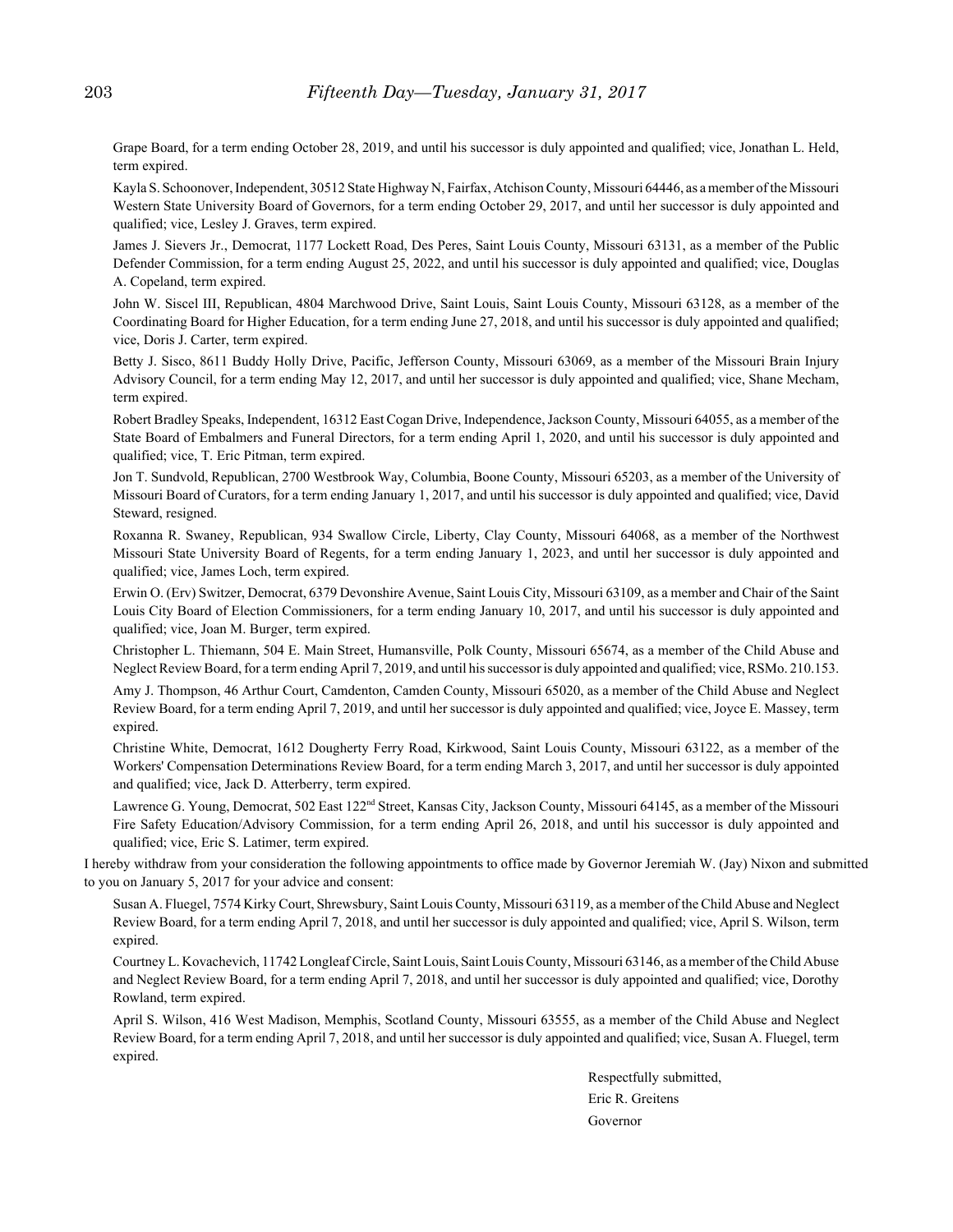Grape Board, for a term ending October 28, 2019, and until his successor is duly appointed and qualified; vice, Jonathan L. Held, term expired.

Kayla S. Schoonover, Independent, 30512 State Highway N, Fairfax, Atchison County, Missouri 64446, as a member of the Missouri Western State University Board of Governors, for a term ending October 29, 2017, and until her successor is duly appointed and qualified; vice, Lesley J. Graves, term expired.

James J. Sievers Jr., Democrat, 1177 Lockett Road, Des Peres, Saint Louis County, Missouri 63131, as a member of the Public Defender Commission, for a term ending August 25, 2022, and until his successor is duly appointed and qualified; vice, Douglas A. Copeland, term expired.

John W. Siscel III, Republican, 4804 Marchwood Drive, Saint Louis, Saint Louis County, Missouri 63128, as a member of the Coordinating Board for Higher Education, for a term ending June 27, 2018, and until his successor is duly appointed and qualified; vice, Doris J. Carter, term expired.

Betty J. Sisco, 8611 Buddy Holly Drive, Pacific, Jefferson County, Missouri 63069, as a member of the Missouri Brain Injury Advisory Council, for a term ending May 12, 2017, and until her successor is duly appointed and qualified; vice, Shane Mecham, term expired.

Robert Bradley Speaks, Independent, 16312 East Cogan Drive, Independence, Jackson County, Missouri 64055, as a member of the State Board of Embalmers and Funeral Directors, for a term ending April 1, 2020, and until his successor is duly appointed and qualified; vice, T. Eric Pitman, term expired.

Jon T. Sundvold, Republican, 2700 Westbrook Way, Columbia, Boone County, Missouri 65203, as a member of the University of Missouri Board of Curators, for a term ending January 1, 2017, and until his successor is duly appointed and qualified; vice, David Steward, resigned.

Roxanna R. Swaney, Republican, 934 Swallow Circle, Liberty, Clay County, Missouri 64068, as a member of the Northwest Missouri State University Board of Regents, for a term ending January 1, 2023, and until her successor is duly appointed and qualified; vice, James Loch, term expired.

Erwin O. (Erv) Switzer, Democrat, 6379 Devonshire Avenue, Saint Louis City, Missouri 63109, as a member and Chair of the Saint Louis City Board of Election Commissioners, for a term ending January 10, 2017, and until his successor is duly appointed and qualified; vice, Joan M. Burger, term expired.

Christopher L. Thiemann, 504 E. Main Street, Humansville, Polk County, Missouri 65674, as a member of the Child Abuse and Neglect Review Board, for a term ending April 7, 2019, and until his successor is duly appointed and qualified; vice, RSMo. 210.153.

Amy J. Thompson, 46 Arthur Court, Camdenton, Camden County, Missouri 65020, as a member of the Child Abuse and Neglect Review Board, for a term ending April 7, 2019, and until her successor is duly appointed and qualified; vice, Joyce E. Massey, term expired.

Christine White, Democrat, 1612 Dougherty Ferry Road, Kirkwood, Saint Louis County, Missouri 63122, as a member of the Workers' Compensation Determinations Review Board, for a term ending March 3, 2017, and until her successor is duly appointed and qualified; vice, Jack D. Atterberry, term expired.

Lawrence G. Young, Democrat, 502 East 122nd Street, Kansas City, Jackson County, Missouri 64145, as a member of the Missouri Fire Safety Education/Advisory Commission, for a term ending April 26, 2018, and until his successor is duly appointed and qualified; vice, Eric S. Latimer, term expired.

I hereby withdraw from your consideration the following appointments to office made by Governor Jeremiah W. (Jay) Nixon and submitted to you on January 5, 2017 for your advice and consent:

Susan A. Fluegel, 7574 Kirky Court, Shrewsbury, Saint Louis County, Missouri 63119, as a member of the Child Abuse and Neglect Review Board, for a term ending April 7, 2018, and until her successor is duly appointed and qualified; vice, April S. Wilson, term expired.

Courtney L. Kovachevich, 11742 Longleaf Circle, Saint Louis, Saint Louis County, Missouri 63146, as a member of the Child Abuse and Neglect Review Board, for a term ending April 7, 2018, and until her successor is duly appointed and qualified; vice, Dorothy Rowland, term expired.

April S. Wilson, 416 West Madison, Memphis, Scotland County, Missouri 63555, as a member of the Child Abuse and Neglect Review Board, for a term ending April 7, 2018, and until her successor is duly appointed and qualified; vice, Susan A. Fluegel, term expired.

Respectfully submitted,
Eric R. Greitens
Governor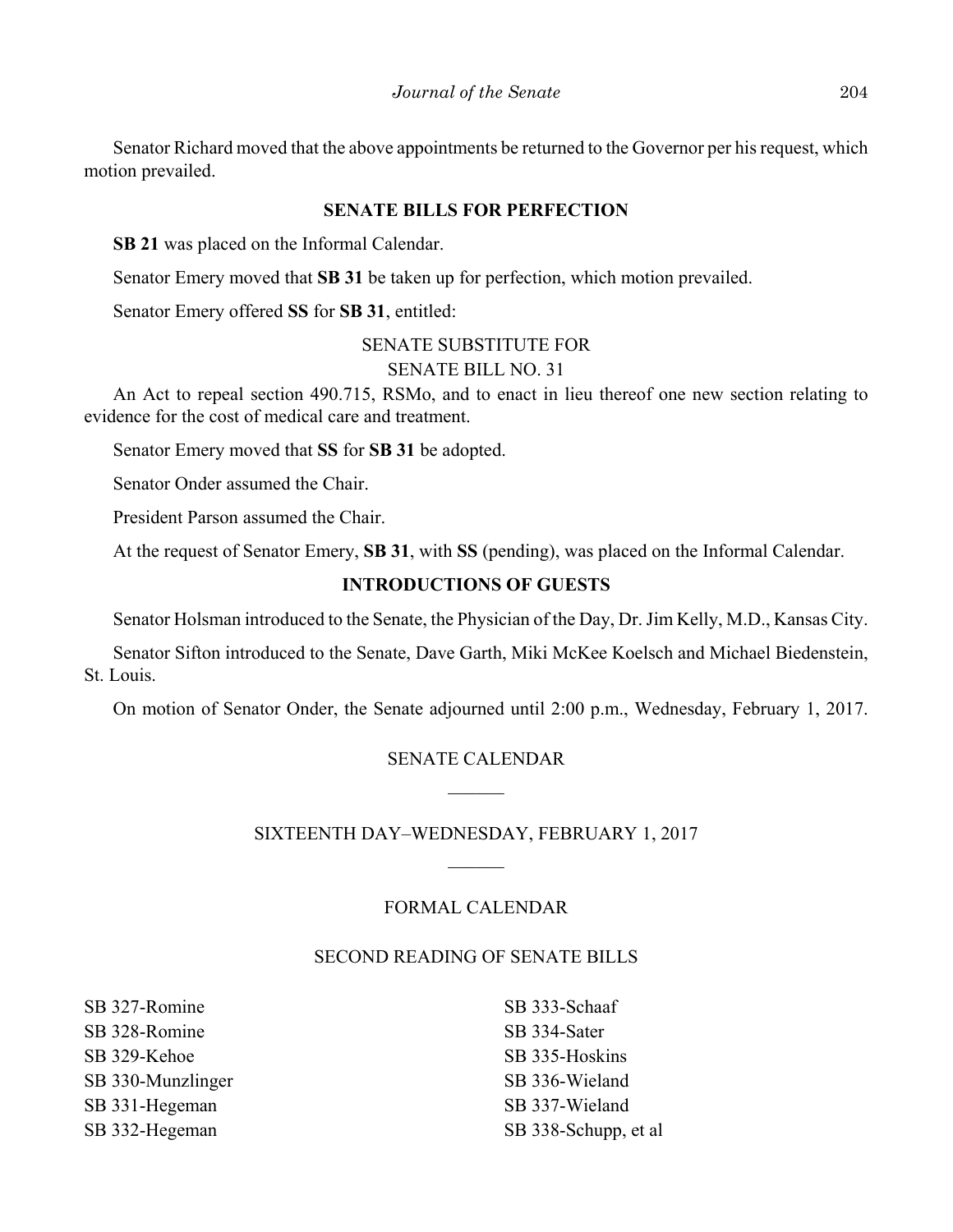Senator Richard moved that the above appointments be returned to the Governor per his request, which motion prevailed.

## SENATE BILLS FOR PERFECTION

**SB 21** was placed on the Informal Calendar.

Senator Emery moved that **SB 31** be taken up for perfection, which motion prevailed.

Senator Emery offered **SS** for **SB 31**, entitled:

SENATE SUBSTITUTE FOR
SENATE BILL NO. 31

An Act to repeal section 490.715, RSMo, and to enact in lieu thereof one new section relating to evidence for the cost of medical care and treatment.

Senator Emery moved that **SS** for **SB 31** be adopted.

Senator Onder assumed the Chair.

President Parson assumed the Chair.

At the request of Senator Emery, **SB 31**, with **SS** (pending), was placed on the Informal Calendar.

## INTRODUCTIONS OF GUESTS

Senator Holsman introduced to the Senate, the Physician of the Day, Dr. Jim Kelly, M.D., Kansas City.

Senator Sifton introduced to the Senate, Dave Garth, Miki McKee Koelsch and Michael Biedenstein, St. Louis.

On motion of Senator Onder, the Senate adjourned until 2:00 p.m., Wednesday, February 1, 2017.

## SENATE CALENDAR

______

### SIXTEENTH DAY–WEDNESDAY, FEBRUARY 1, 2017

______

### FORMAL CALENDAR

### SECOND READING OF SENATE BILLS

SB 327-Romine
SB 328-Romine
SB 329-Kehoe
SB 330-Munzlinger
SB 331-Hegeman
SB 332-Hegeman
SB 333-Schaaf
SB 334-Sater
SB 335-Hoskins
SB 336-Wieland
SB 337-Wieland
SB 338-Schupp, et al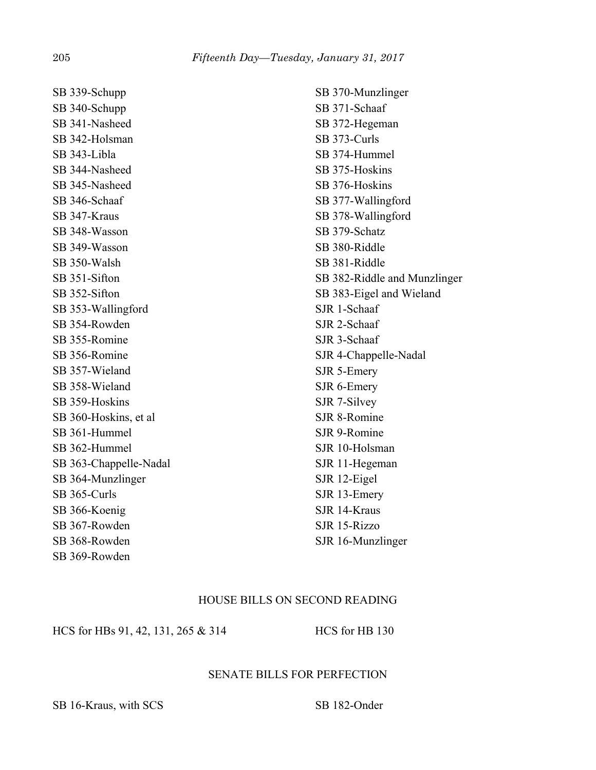SB 339-Schupp
SB 340-Schupp
SB 341-Nasheed
SB 342-Holsman
SB 343-Libla
SB 344-Nasheed
SB 345-Nasheed
SB 346-Schaaf
SB 347-Kraus
SB 348-Wasson
SB 349-Wasson
SB 350-Walsh
SB 351-Sifton
SB 352-Sifton
SB 353-Wallingford
SB 354-Rowden
SB 355-Romine
SB 356-Romine
SB 357-Wieland
SB 358-Wieland
SB 359-Hoskins
SB 360-Hoskins, et al
SB 361-Hummel
SB 362-Hummel
SB 363-Chappelle-Nadal
SB 364-Munzlinger
SB 365-Curls
SB 366-Koenig
SB 367-Rowden
SB 368-Rowden
SB 369-Rowden
SB 370-Munzlinger
SB 371-Schaaf
SB 372-Hegeman
SB 373-Curls
SB 374-Hummel
SB 375-Hoskins
SB 376-Hoskins
SB 377-Wallingford
SB 378-Wallingford
SB 379-Schatz
SB 380-Riddle
SB 381-Riddle
SB 382-Riddle and Munzlinger
SB 383-Eigel and Wieland
SJR 1-Schaaf
SJR 2-Schaaf
SJR 3-Schaaf
SJR 4-Chappelle-Nadal
SJR 5-Emery
SJR 6-Emery
SJR 7-Silvey
SJR 8-Romine
SJR 9-Romine
SJR 10-Holsman
SJR 11-Hegeman
SJR 12-Eigel
SJR 13-Emery
SJR 14-Kraus
SJR 15-Rizzo
SJR 16-Munzlinger

## HOUSE BILLS ON SECOND READING

HCS for HBs 91, 42, 131, 265 & 314
HCS for HB 130

## SENATE BILLS FOR PERFECTION

SB 16-Kraus, with SCS
SB 182-Onder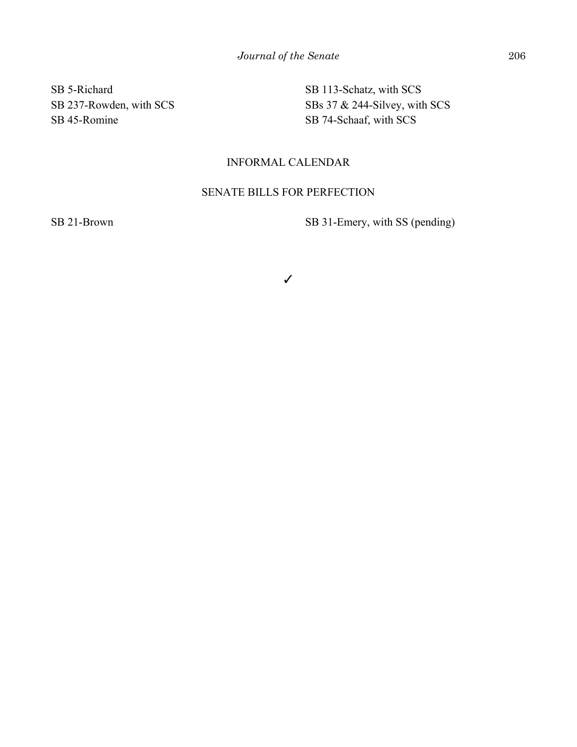SB 5-Richard

SB 237-Rowden, with SCS

SB 45-Romine

SB 113-Schatz, with SCS

SBs 37 & 244-Silvey, with SCS

SB 74-Schaaf, with SCS

INFORMAL CALENDAR

SENATE BILLS FOR PERFECTION

SB 21-Brown

SB 31-Emery, with SS (pending)

✓